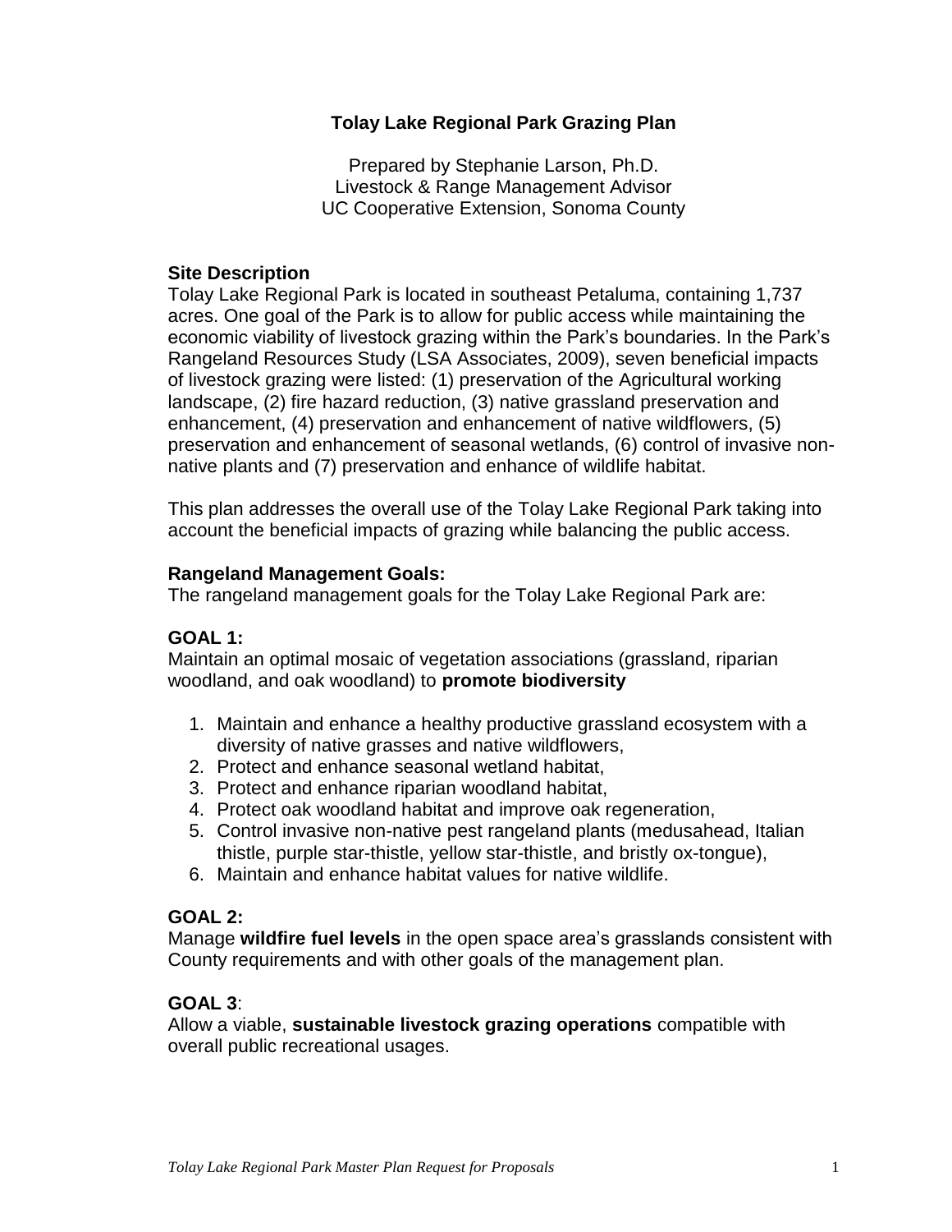# Tolay Lake Regional Park Grazing Plan

Prepared by Stephanie Larson, Ph.D.
Livestock & Range Management Advisor
UC Cooperative Extension, Sonoma County

## Site Description

Tolay Lake Regional Park is located in southeast Petaluma, containing 1,737 acres. One goal of the Park is to allow for public access while maintaining the economic viability of livestock grazing within the Park's boundaries. In the Park's Rangeland Resources Study (LSA Associates, 2009), seven beneficial impacts of livestock grazing were listed: (1) preservation of the Agricultural working landscape, (2) fire hazard reduction, (3) native grassland preservation and enhancement, (4) preservation and enhancement of native wildflowers, (5) preservation and enhancement of seasonal wetlands, (6) control of invasive non-native plants and (7) preservation and enhance of wildlife habitat.

This plan addresses the overall use of the Tolay Lake Regional Park taking into account the beneficial impacts of grazing while balancing the public access.

## Rangeland Management Goals:

The rangeland management goals for the Tolay Lake Regional Park are:

### GOAL 1:

Maintain an optimal mosaic of vegetation associations (grassland, riparian woodland, and oak woodland) to **promote biodiversity**

1. Maintain and enhance a healthy productive grassland ecosystem with a diversity of native grasses and native wildflowers,
2. Protect and enhance seasonal wetland habitat,
3. Protect and enhance riparian woodland habitat,
4. Protect oak woodland habitat and improve oak regeneration,
5. Control invasive non-native pest rangeland plants (medusahead, Italian thistle, purple star-thistle, yellow star-thistle, and bristly ox-tongue),
6. Maintain and enhance habitat values for native wildlife.

### GOAL 2:

Manage **wildfire fuel levels** in the open space area's grasslands consistent with County requirements and with other goals of the management plan.

### GOAL 3:

Allow a viable, **sustainable livestock grazing operations** compatible with overall public recreational usages.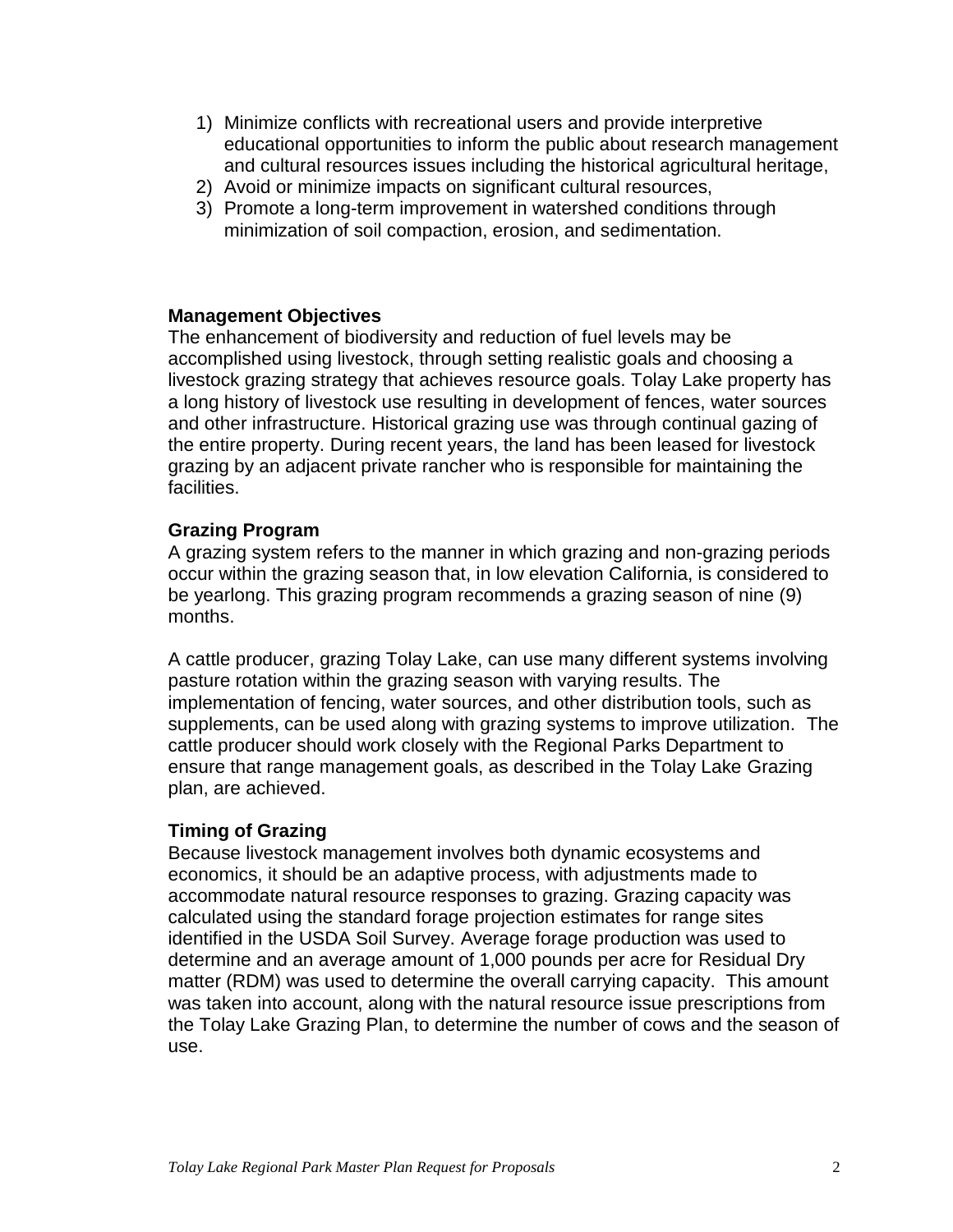1) Minimize conflicts with recreational users and provide interpretive educational opportunities to inform the public about research management and cultural resources issues including the historical agricultural heritage,
2) Avoid or minimize impacts on significant cultural resources,
3) Promote a long-term improvement in watershed conditions through minimization of soil compaction, erosion, and sedimentation.

**Management Objectives**

The enhancement of biodiversity and reduction of fuel levels may be accomplished using livestock, through setting realistic goals and choosing a livestock grazing strategy that achieves resource goals. Tolay Lake property has a long history of livestock use resulting in development of fences, water sources and other infrastructure. Historical grazing use was through continual gazing of the entire property. During recent years, the land has been leased for livestock grazing by an adjacent private rancher who is responsible for maintaining the facilities.

**Grazing Program**

A grazing system refers to the manner in which grazing and non-grazing periods occur within the grazing season that, in low elevation California, is considered to be yearlong. This grazing program recommends a grazing season of nine (9) months.

A cattle producer, grazing Tolay Lake, can use many different systems involving pasture rotation within the grazing season with varying results. The implementation of fencing, water sources, and other distribution tools, such as supplements, can be used along with grazing systems to improve utilization. The cattle producer should work closely with the Regional Parks Department to ensure that range management goals, as described in the Tolay Lake Grazing plan, are achieved.

**Timing of Grazing**

Because livestock management involves both dynamic ecosystems and economics, it should be an adaptive process, with adjustments made to accommodate natural resource responses to grazing. Grazing capacity was calculated using the standard forage projection estimates for range sites identified in the USDA Soil Survey. Average forage production was used to determine and an average amount of 1,000 pounds per acre for Residual Dry matter (RDM) was used to determine the overall carrying capacity. This amount was taken into account, along with the natural resource issue prescriptions from the Tolay Lake Grazing Plan, to determine the number of cows and the season of use.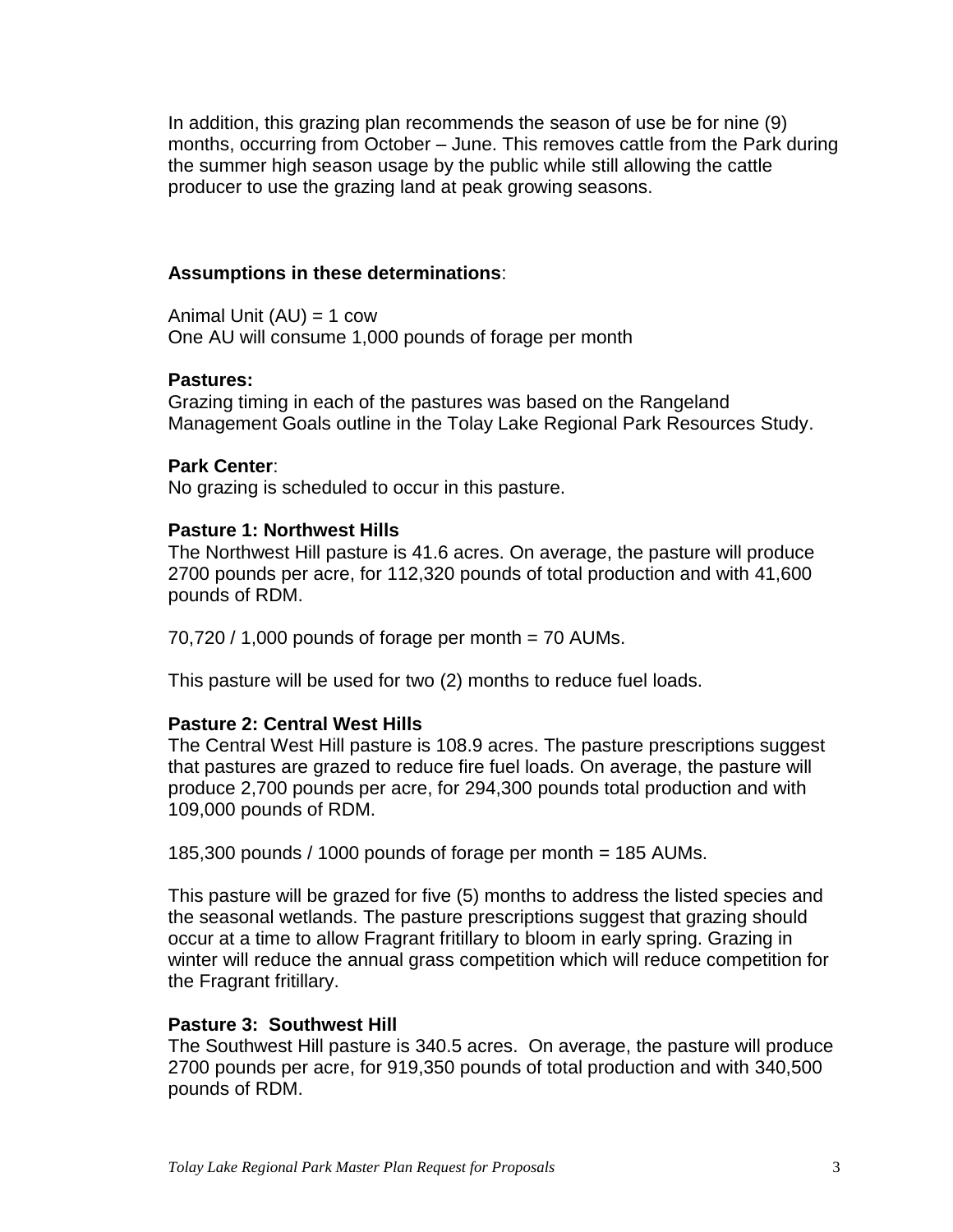In addition, this grazing plan recommends the season of use be for nine (9) months, occurring from October – June. This removes cattle from the Park during the summer high season usage by the public while still allowing the cattle producer to use the grazing land at peak growing seasons.

**Assumptions in these determinations**:

Animal Unit (AU) = 1 cow
One AU will consume 1,000 pounds of forage per month

**Pastures:**
Grazing timing in each of the pastures was based on the Rangeland Management Goals outline in the Tolay Lake Regional Park Resources Study.

**Park Center**:
No grazing is scheduled to occur in this pasture.

**Pasture 1: Northwest Hills**
The Northwest Hill pasture is 41.6 acres. On average, the pasture will produce 2700 pounds per acre, for 112,320 pounds of total production and with 41,600 pounds of RDM.

70,720 / 1,000 pounds of forage per month = 70 AUMs.

This pasture will be used for two (2) months to reduce fuel loads.

**Pasture 2: Central West Hills**
The Central West Hill pasture is 108.9 acres. The pasture prescriptions suggest that pastures are grazed to reduce fire fuel loads. On average, the pasture will produce 2,700 pounds per acre, for 294,300 pounds total production and with 109,000 pounds of RDM.

185,300 pounds / 1000 pounds of forage per month = 185 AUMs.

This pasture will be grazed for five (5) months to address the listed species and the seasonal wetlands. The pasture prescriptions suggest that grazing should occur at a time to allow Fragrant fritillary to bloom in early spring. Grazing in winter will reduce the annual grass competition which will reduce competition for the Fragrant fritillary.

**Pasture 3: Southwest Hill**
The Southwest Hill pasture is 340.5 acres. On average, the pasture will produce 2700 pounds per acre, for 919,350 pounds of total production and with 340,500 pounds of RDM.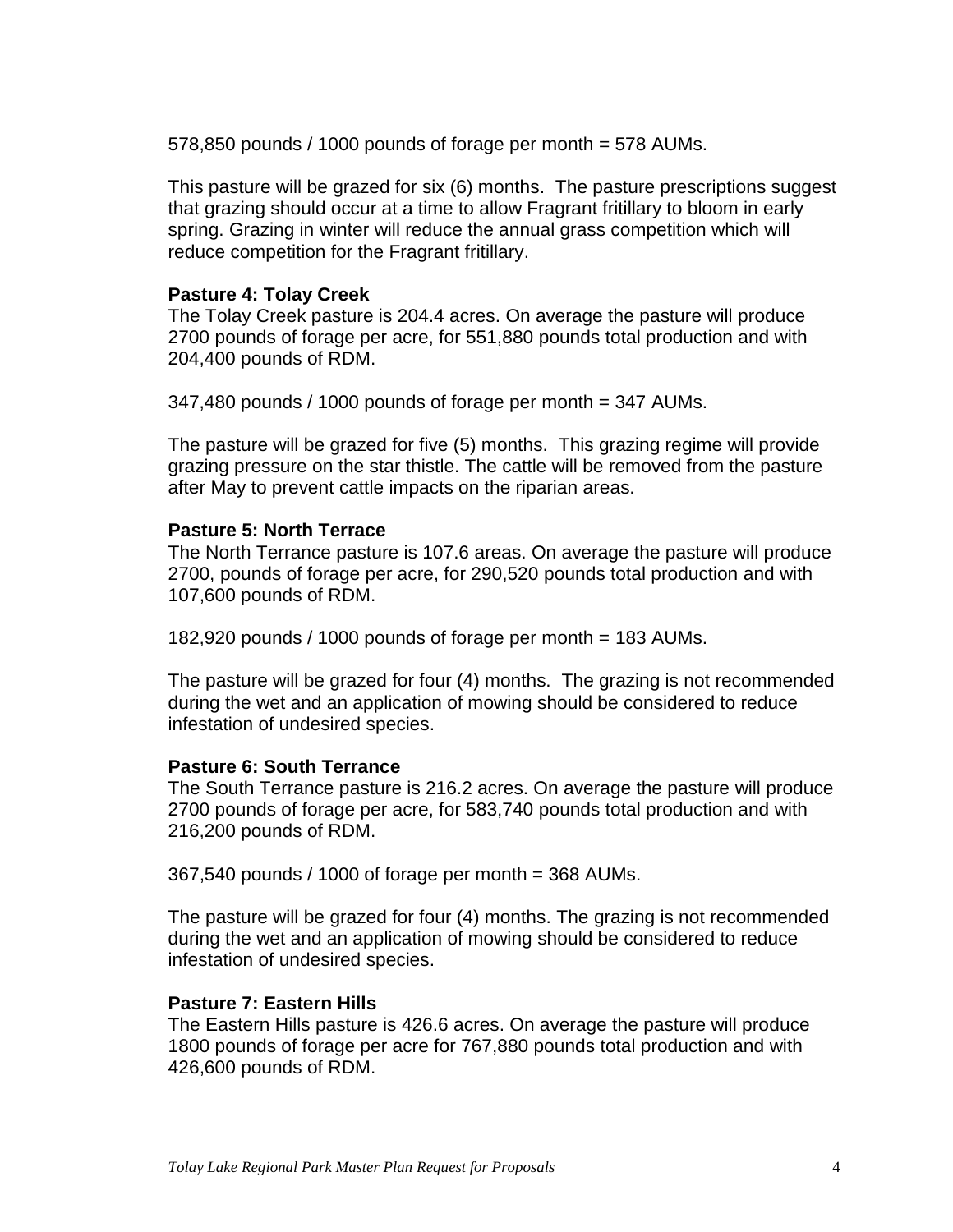578,850 pounds / 1000 pounds of forage per month = 578 AUMs.

This pasture will be grazed for six (6) months. The pasture prescriptions suggest that grazing should occur at a time to allow Fragrant fritillary to bloom in early spring. Grazing in winter will reduce the annual grass competition which will reduce competition for the Fragrant fritillary.

**Pasture 4: Tolay Creek**

The Tolay Creek pasture is 204.4 acres. On average the pasture will produce 2700 pounds of forage per acre, for 551,880 pounds total production and with 204,400 pounds of RDM.

347,480 pounds / 1000 pounds of forage per month = 347 AUMs.

The pasture will be grazed for five (5) months. This grazing regime will provide grazing pressure on the star thistle. The cattle will be removed from the pasture after May to prevent cattle impacts on the riparian areas.

**Pasture 5: North Terrace**

The North Terrance pasture is 107.6 areas. On average the pasture will produce 2700, pounds of forage per acre, for 290,520 pounds total production and with 107,600 pounds of RDM.

182,920 pounds / 1000 pounds of forage per month = 183 AUMs.

The pasture will be grazed for four (4) months. The grazing is not recommended during the wet and an application of mowing should be considered to reduce infestation of undesired species.

**Pasture 6: South Terrance**

The South Terrance pasture is 216.2 acres. On average the pasture will produce 2700 pounds of forage per acre, for 583,740 pounds total production and with 216,200 pounds of RDM.

367,540 pounds / 1000 of forage per month = 368 AUMs.

The pasture will be grazed for four (4) months. The grazing is not recommended during the wet and an application of mowing should be considered to reduce infestation of undesired species.

**Pasture 7: Eastern Hills**

The Eastern Hills pasture is 426.6 acres. On average the pasture will produce 1800 pounds of forage per acre for 767,880 pounds total production and with 426,600 pounds of RDM.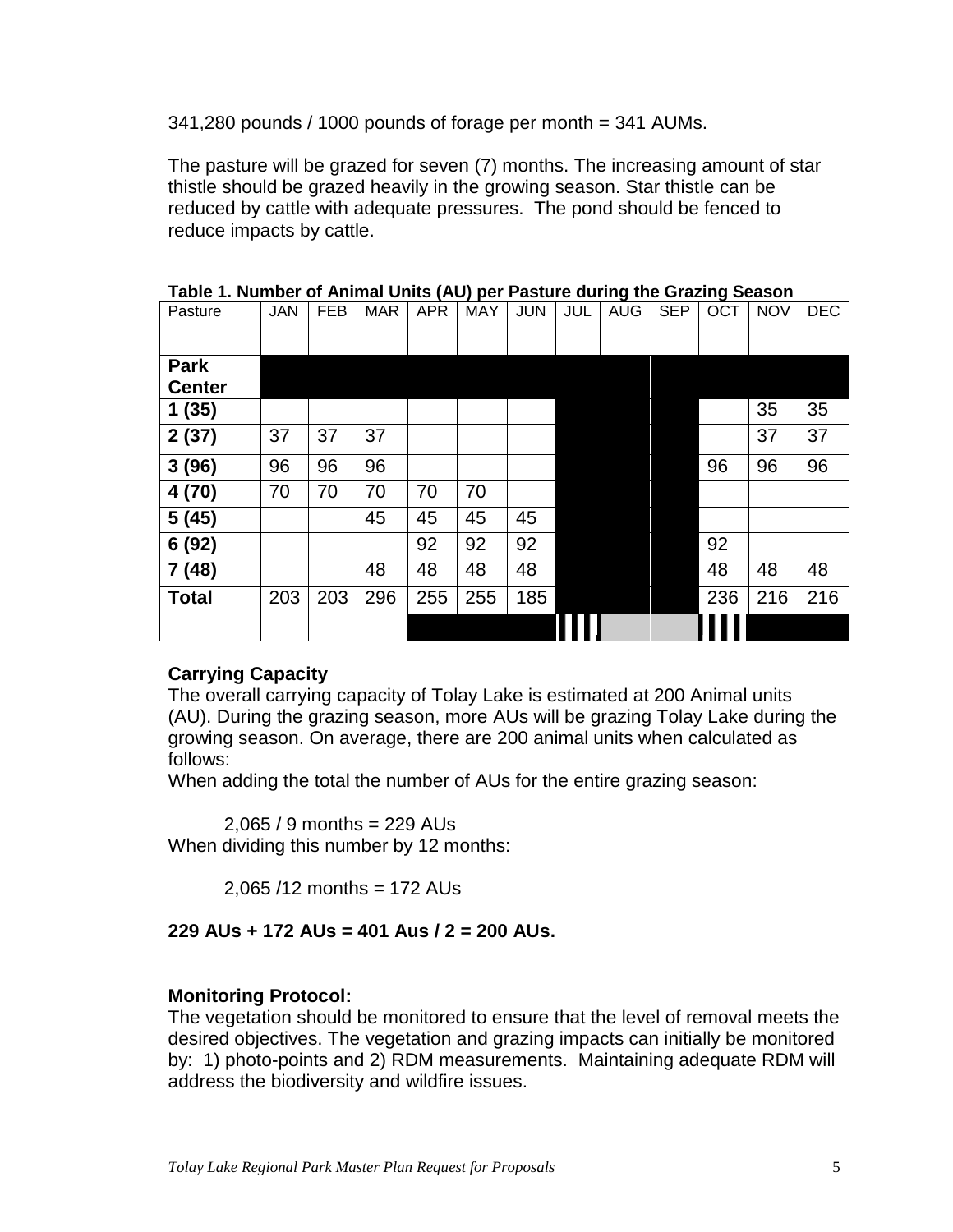341,280 pounds / 1000 pounds of forage per month = 341 AUMs.

The pasture will be grazed for seven (7) months. The increasing amount of star thistle should be grazed heavily in the growing season. Star thistle can be reduced by cattle with adequate pressures. The pond should be fenced to reduce impacts by cattle.

**Table 1. Number of Animal Units (AU) per Pasture during the Grazing Season**

| Pasture | JAN | FEB | MAR | APR | MAY | JUN | JUL | AUG | SEP | OCT | NOV | DEC |
|---|---|---|---|---|---|---|---|---|---|---|---|---|
| **Park Center** | | | | | | | | | | | | |
| **1 (35)** | | | | | | | | | | | 35 | 35 |
| **2 (37)** | 37 | 37 | 37 | | | | | | | | 37 | 37 |
| **3 (96)** | 96 | 96 | 96 | | | | | | | 96 | 96 | 96 |
| **4 (70)** | 70 | 70 | 70 | 70 | 70 | | | | | | | |
| **5 (45)** | | | 45 | 45 | 45 | 45 | | | | | | |
| **6 (92)** | | | | 92 | 92 | 92 | | | | 92 | | |
| **7 (48)** | | | 48 | 48 | 48 | 48 | | | | 48 | 48 | 48 |
| **Total** | 203 | 203 | 296 | 255 | 255 | 185 | | | | 236 | 216 | 216 |
| | | | | | | | | | | | | |

**Carrying Capacity**

The overall carrying capacity of Tolay Lake is estimated at 200 Animal units (AU). During the grazing season, more AUs will be grazing Tolay Lake during the growing season. On average, there are 200 animal units when calculated as follows:

When adding the total the number of AUs for the entire grazing season:

2,065 / 9 months = 229 AUs

When dividing this number by 12 months:

2,065 /12 months = 172 AUs

**229 AUs + 172 AUs = 401 Aus / 2 = 200 AUs.**

**Monitoring Protocol:**

The vegetation should be monitored to ensure that the level of removal meets the desired objectives. The vegetation and grazing impacts can initially be monitored by: 1) photo-points and 2) RDM measurements. Maintaining adequate RDM will address the biodiversity and wildfire issues.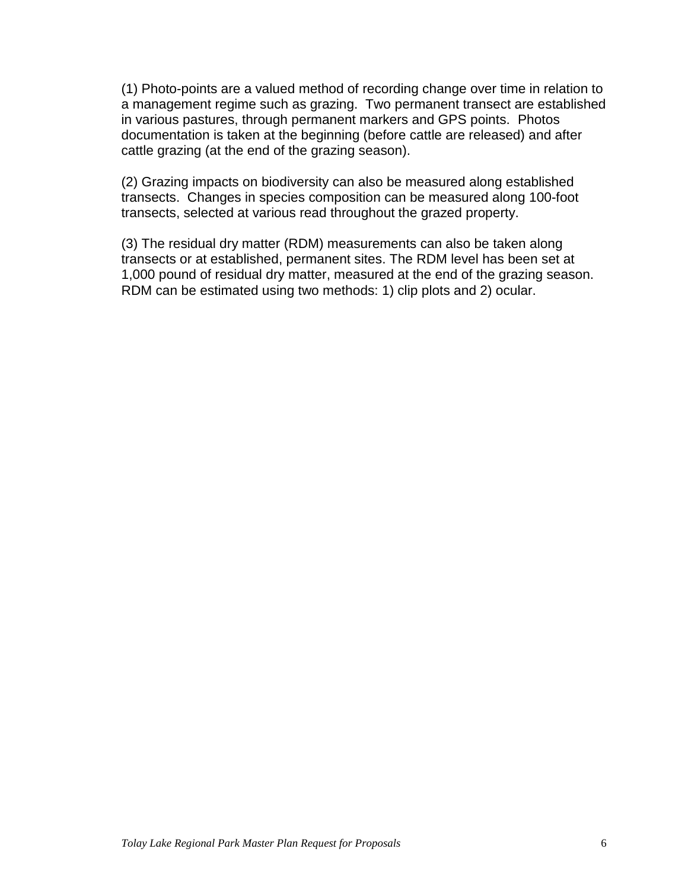(1) Photo-points are a valued method of recording change over time in relation to a management regime such as grazing. Two permanent transect are established in various pastures, through permanent markers and GPS points. Photos documentation is taken at the beginning (before cattle are released) and after cattle grazing (at the end of the grazing season).

(2) Grazing impacts on biodiversity can also be measured along established transects. Changes in species composition can be measured along 100-foot transects, selected at various read throughout the grazed property.

(3) The residual dry matter (RDM) measurements can also be taken along transects or at established, permanent sites. The RDM level has been set at 1,000 pound of residual dry matter, measured at the end of the grazing season. RDM can be estimated using two methods: 1) clip plots and 2) ocular.